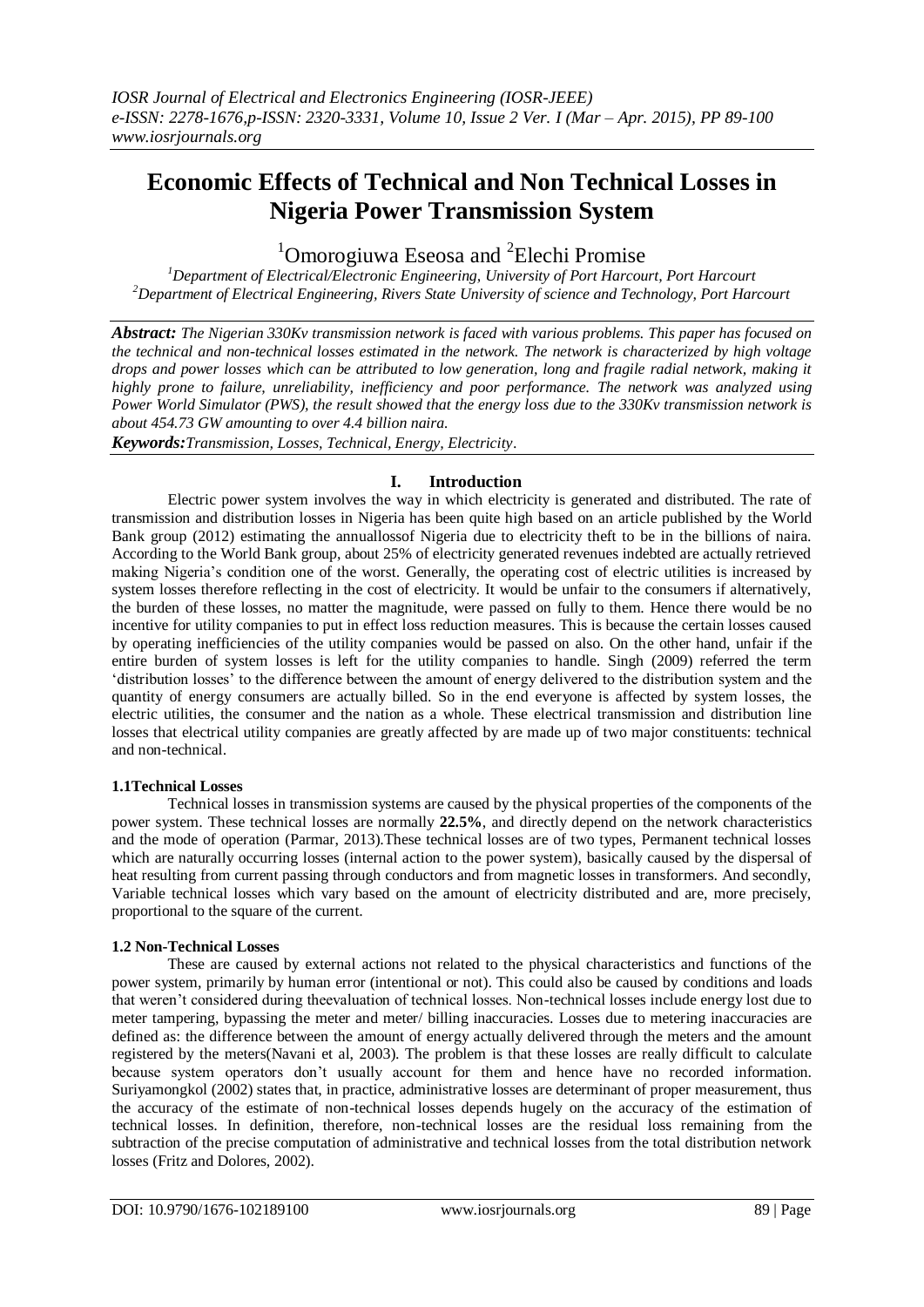# Economic Effects of Technical and Non Technical Losses in Nigeria Power Transmission System

[1]Omorogiuwa Eseosa and [2]Elechi Promise

[1]*Department of Electrical/Electronic Engineering, University of Port Harcourt, Port Harcourt*
[2]*Department of Electrical Engineering, Rivers State University of science and Technology, Port Harcourt*

***Abstract:*** *The Nigerian 330Kv transmission network is faced with various problems. This paper has focused on the technical and non-technical losses estimated in the network. The network is characterized by high voltage drops and power losses which can be attributed to low generation, long and fragile radial network, making it highly prone to failure, unreliability, inefficiency and poor performance. The network was analyzed using Power World Simulator (PWS), the result showed that the energy loss due to the 330Kv transmission network is about 454.73 GW amounting to over 4.4 billion naira.*

***Keywords:*** *Transmission, Losses, Technical, Energy, Electricity*.

## I. Introduction

Electric power system involves the way in which electricity is generated and distributed. The rate of transmission and distribution losses in Nigeria has been quite high based on an article published by the World Bank group (2012) estimating the annuallossof Nigeria due to electricity theft to be in the billions of naira. According to the World Bank group, about 25% of electricity generated revenues indebted are actually retrieved making Nigeria's condition one of the worst. Generally, the operating cost of electric utilities is increased by system losses therefore reflecting in the cost of electricity. It would be unfair to the consumers if alternatively, the burden of these losses, no matter the magnitude, were passed on fully to them. Hence there would be no incentive for utility companies to put in effect loss reduction measures. This is because the certain losses caused by operating inefficiencies of the utility companies would be passed on also. On the other hand, unfair if the entire burden of system losses is left for the utility companies to handle. Singh (2009) referred the term 'distribution losses' to the difference between the amount of energy delivered to the distribution system and the quantity of energy consumers are actually billed. So in the end everyone is affected by system losses, the electric utilities, the consumer and the nation as a whole. These electrical transmission and distribution line losses that electrical utility companies are greatly affected by are made up of two major constituents: technical and non-technical.

### 1.1Technical Losses

Technical losses in transmission systems are caused by the physical properties of the components of the power system. These technical losses are normally **22.5%**, and directly depend on the network characteristics and the mode of operation (Parmar, 2013).These technical losses are of two types, Permanent technical losses which are naturally occurring losses (internal action to the power system), basically caused by the dispersal of heat resulting from current passing through conductors and from magnetic losses in transformers. And secondly, Variable technical losses which vary based on the amount of electricity distributed and are, more precisely, proportional to the square of the current.

### 1.2 Non-Technical Losses

These are caused by external actions not related to the physical characteristics and functions of the power system, primarily by human error (intentional or not). This could also be caused by conditions and loads that weren't considered during theevaluation of technical losses. Non-technical losses include energy lost due to meter tampering, bypassing the meter and meter/ billing inaccuracies. Losses due to metering inaccuracies are defined as: the difference between the amount of energy actually delivered through the meters and the amount registered by the meters(Navani et al, 2003). The problem is that these losses are really difficult to calculate because system operators don't usually account for them and hence have no recorded information. Suriyamongkol (2002) states that, in practice, administrative losses are determinant of proper measurement, thus the accuracy of the estimate of non-technical losses depends hugely on the accuracy of the estimation of technical losses. In definition, therefore, non-technical losses are the residual loss remaining from the subtraction of the precise computation of administrative and technical losses from the total distribution network losses (Fritz and Dolores, 2002).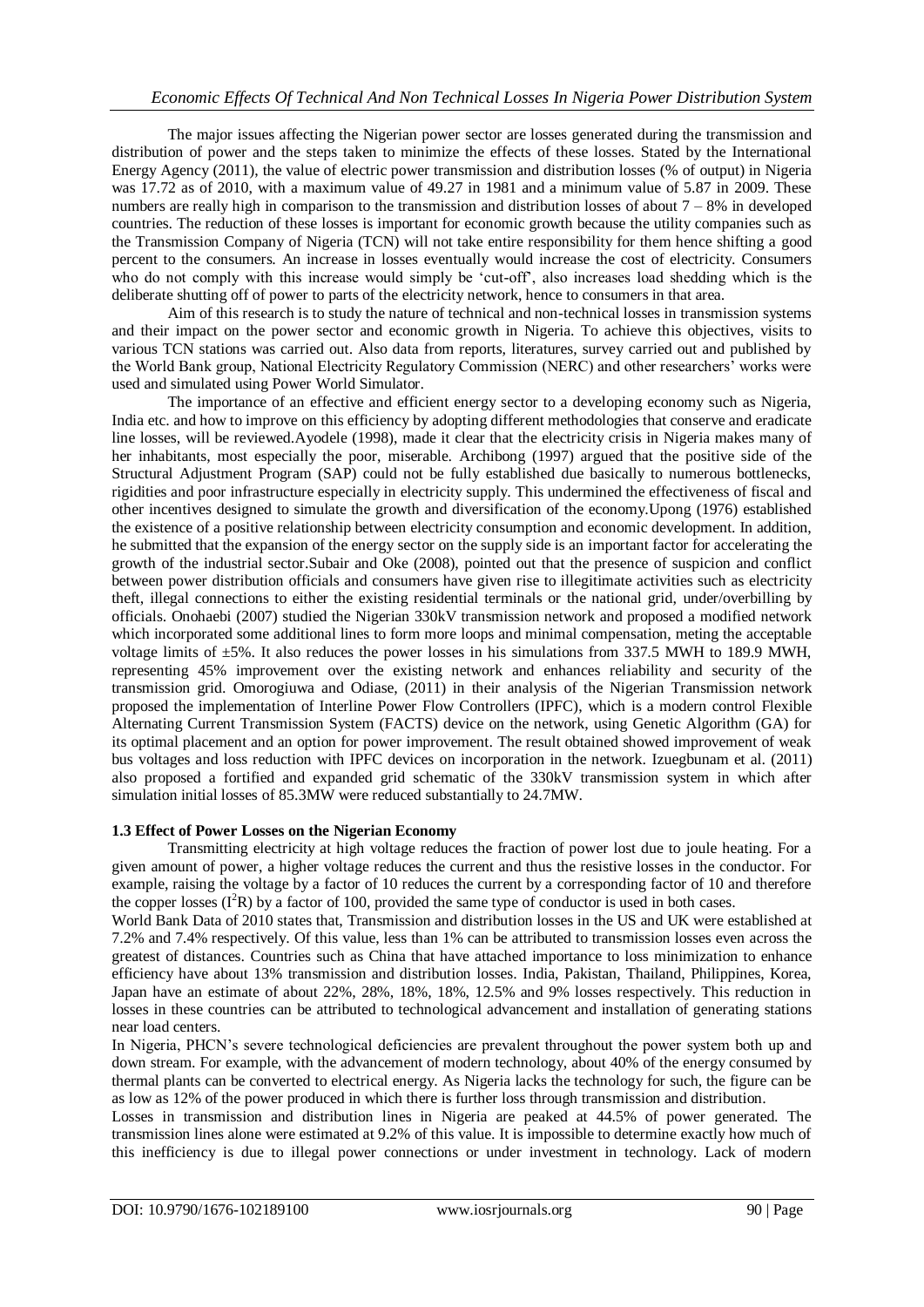The major issues affecting the Nigerian power sector are losses generated during the transmission and distribution of power and the steps taken to minimize the effects of these losses. Stated by the International Energy Agency (2011), the value of electric power transmission and distribution losses (% of output) in Nigeria was 17.72 as of 2010, with a maximum value of 49.27 in 1981 and a minimum value of 5.87 in 2009. These numbers are really high in comparison to the transmission and distribution losses of about 7 – 8% in developed countries. The reduction of these losses is important for economic growth because the utility companies such as the Transmission Company of Nigeria (TCN) will not take entire responsibility for them hence shifting a good percent to the consumers. An increase in losses eventually would increase the cost of electricity. Consumers who do not comply with this increase would simply be 'cut-off', also increases load shedding which is the deliberate shutting off of power to parts of the electricity network, hence to consumers in that area.

Aim of this research is to study the nature of technical and non-technical losses in transmission systems and their impact on the power sector and economic growth in Nigeria. To achieve this objectives, visits to various TCN stations was carried out. Also data from reports, literatures, survey carried out and published by the World Bank group, National Electricity Regulatory Commission (NERC) and other researchers' works were used and simulated using Power World Simulator.

The importance of an effective and efficient energy sector to a developing economy such as Nigeria, India etc. and how to improve on this efficiency by adopting different methodologies that conserve and eradicate line losses, will be reviewed.Ayodele (1998), made it clear that the electricity crisis in Nigeria makes many of her inhabitants, most especially the poor, miserable. Archibong (1997) argued that the positive side of the Structural Adjustment Program (SAP) could not be fully established due basically to numerous bottlenecks, rigidities and poor infrastructure especially in electricity supply. This undermined the effectiveness of fiscal and other incentives designed to simulate the growth and diversification of the economy.Upong (1976) established the existence of a positive relationship between electricity consumption and economic development. In addition, he submitted that the expansion of the energy sector on the supply side is an important factor for accelerating the growth of the industrial sector.Subair and Oke (2008), pointed out that the presence of suspicion and conflict between power distribution officials and consumers have given rise to illegitimate activities such as electricity theft, illegal connections to either the existing residential terminals or the national grid, under/overbilling by officials. Onohaebi (2007) studied the Nigerian 330kV transmission network and proposed a modified network which incorporated some additional lines to form more loops and minimal compensation, meting the acceptable voltage limits of ±5%. It also reduces the power losses in his simulations from 337.5 MWH to 189.9 MWH, representing 45% improvement over the existing network and enhances reliability and security of the transmission grid. Omorogiuwa and Odiase, (2011) in their analysis of the Nigerian Transmission network proposed the implementation of Interline Power Flow Controllers (IPFC), which is a modern control Flexible Alternating Current Transmission System (FACTS) device on the network, using Genetic Algorithm (GA) for its optimal placement and an option for power improvement. The result obtained showed improvement of weak bus voltages and loss reduction with IPFC devices on incorporation in the network. Izuegbunam et al. (2011) also proposed a fortified and expanded grid schematic of the 330kV transmission system in which after simulation initial losses of 85.3MW were reduced substantially to 24.7MW.

### 1.3 Effect of Power Losses on the Nigerian Economy

Transmitting electricity at high voltage reduces the fraction of power lost due to joule heating. For a given amount of power, a higher voltage reduces the current and thus the resistive losses in the conductor. For example, raising the voltage by a factor of 10 reduces the current by a corresponding factor of 10 and therefore the copper losses ($I^2R$) by a factor of 100, provided the same type of conductor is used in both cases.

World Bank Data of 2010 states that, Transmission and distribution losses in the US and UK were established at 7.2% and 7.4% respectively. Of this value, less than 1% can be attributed to transmission losses even across the greatest of distances. Countries such as China that have attached importance to loss minimization to enhance efficiency have about 13% transmission and distribution losses. India, Pakistan, Thailand, Philippines, Korea, Japan have an estimate of about 22%, 28%, 18%, 18%, 12.5% and 9% losses respectively. This reduction in losses in these countries can be attributed to technological advancement and installation of generating stations near load centers.

In Nigeria, PHCN's severe technological deficiencies are prevalent throughout the power system both up and down stream. For example, with the advancement of modern technology, about 40% of the energy consumed by thermal plants can be converted to electrical energy. As Nigeria lacks the technology for such, the figure can be as low as 12% of the power produced in which there is further loss through transmission and distribution.

Losses in transmission and distribution lines in Nigeria are peaked at 44.5% of power generated. The transmission lines alone were estimated at 9.2% of this value. It is impossible to determine exactly how much of this inefficiency is due to illegal power connections or under investment in technology. Lack of modern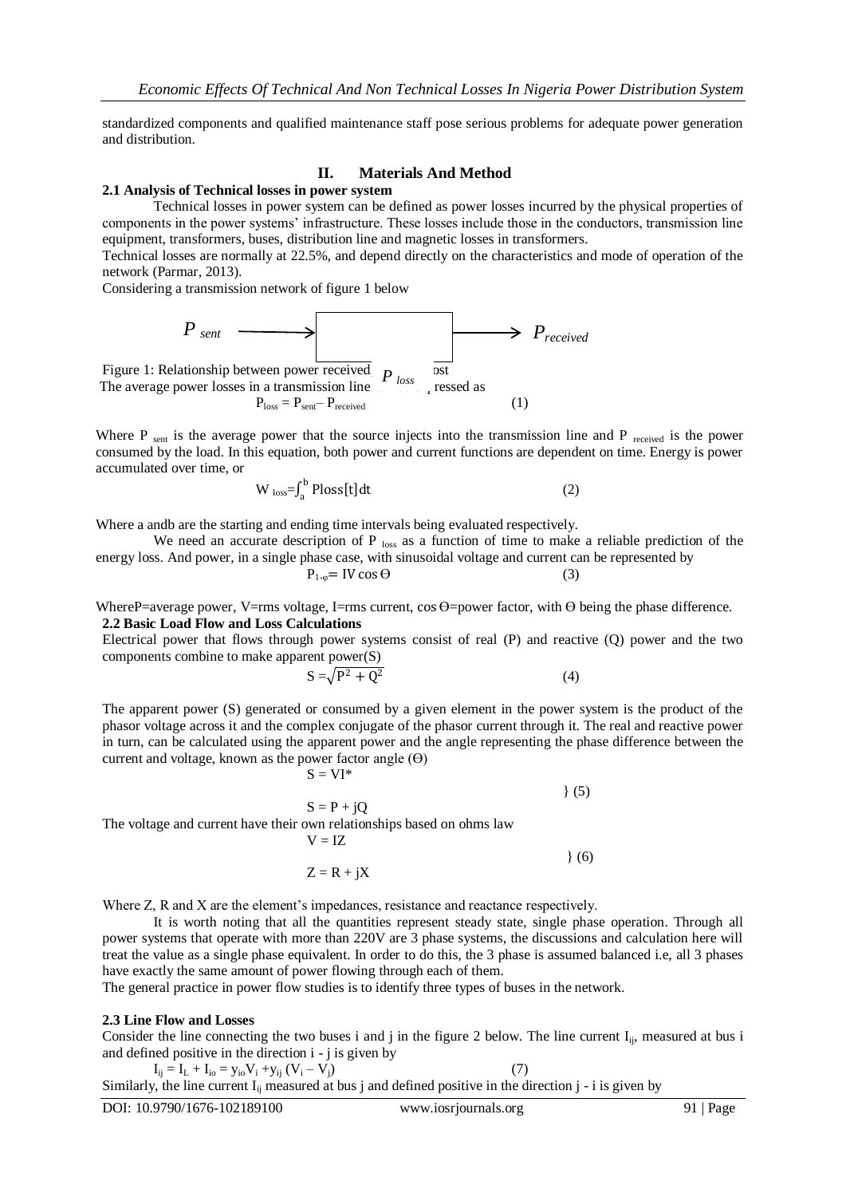standardized components and qualified maintenance staff pose serious problems for adequate power generation and distribution.

## II. Materials And Method

### 2.1 Analysis of Technical losses in power system

Technical losses in power system can be defined as power losses incurred by the physical properties of components in the power systems' infrastructure. These losses include those in the conductors, transmission line equipment, transformers, buses, distribution line and magnetic losses in transformers.

Technical losses are normally at 22.5%, and depend directly on the characteristics and mode of operation of the network (Parmar, 2013).

Considering a transmission network of figure 1 below

$P_{sent}$ → [ $P_{loss}$ ] → $P_{received}$

Figure 1: Relationship between power received, sent and lost

The average power losses in a transmission line can be expressed as

$$P_{loss} = P_{sent} - P_{received} \quad (1)$$

Where $P_{sent}$ is the average power that the source injects into the transmission line and $P_{received}$ is the power consumed by the load. In this equation, both power and current functions are dependent on time. Energy is power accumulated over time, or

$$W_{loss} = \int_a^b Ploss[t]\,dt \quad (2)$$

Where a andb are the starting and ending time intervals being evaluated respectively.

We need an accurate description of $P_{loss}$ as a function of time to make a reliable prediction of the energy loss. And power, in a single phase case, with sinusoidal voltage and current can be represented by

$$P_{1-\varphi} = IV\cos\Theta \quad (3)$$

WhereP=average power, V=rms voltage, I=rms current, $\cos\Theta$=power factor, with $\Theta$ being the phase difference.

### 2.2 Basic Load Flow and Loss Calculations

Electrical power that flows through power systems consist of real (P) and reactive (Q) power and the two components combine to make apparent power(S)

$$S = \sqrt{P^2 + Q^2} \quad (4)$$

The apparent power (S) generated or consumed by a given element in the power system is the product of the phasor voltage across it and the complex conjugate of the phasor current through it. The real and reactive power in turn, can be calculated using the apparent power and the angle representing the phase difference between the current and voltage, known as the power factor angle ($\Theta$)

$$\left.\begin{aligned} S &= VI^* \\ S &= P + jQ \end{aligned}\right\} \quad (5)$$

The voltage and current have their own relationships based on ohms law

$$\left.\begin{aligned} V &= IZ \\ Z &= R + jX \end{aligned}\right\} \quad (6)$$

Where Z, R and X are the element's impedances, resistance and reactance respectively.

It is worth noting that all the quantities represent steady state, single phase operation. Through all power systems that operate with more than 220V are 3 phase systems, the discussions and calculation here will treat the value as a single phase equivalent. In order to do this, the 3 phase is assumed balanced i.e, all 3 phases have exactly the same amount of power flowing through each of them.

The general practice in power flow studies is to identify three types of buses in the network.

### 2.3 Line Flow and Losses

Consider the line connecting the two buses i and j in the figure 2 below. The line current $I_{ij}$, measured at bus i and defined positive in the direction i - j is given by

$$I_{ij} = I_L + I_{io} = y_{io}V_i + y_{ij}(V_i - V_j) \quad (7)$$

Similarly, the line current $I_{ij}$ measured at bus j and defined positive in the direction j - i is given by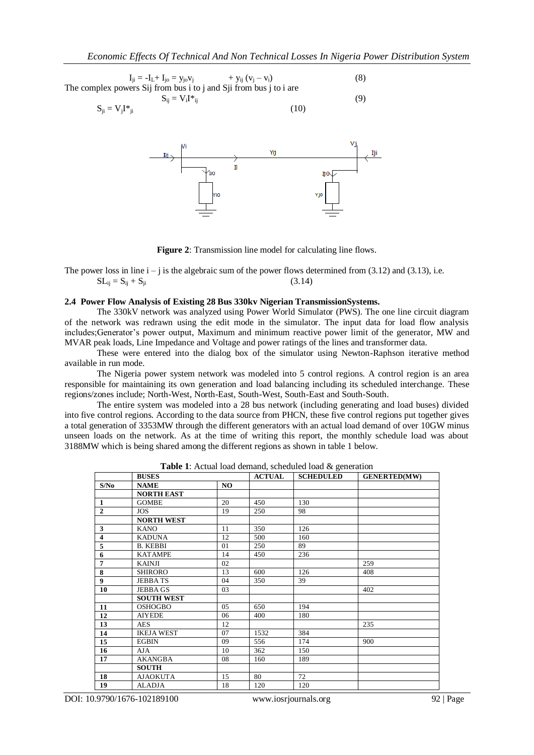$$I_{ji} = -I_L + I_{jo} = y_{jo}v_j \qquad + y_{ij}(v_j - v_i) \tag{8}$$

The complex powers Sij from bus i to j and Sji from bus j to i are

$$S_{ij} = V_i I^*_{ij} \tag{9}$$

$$S_{ji} = V_j I^*_{ji} \tag{10}$$

**Figure 2**: Transmission line model for calculating line flows.

The power loss in line i – j is the algebraic sum of the power flows determined from (3.12) and (3.13), i.e.

$$SL_{ij} = S_{ij} + S_{ji} \tag{3.14}$$

**2.4 Power Flow Analysis of Existing 28 Bus 330kv Nigerian TransmissionSystems.**

The 330kV network was analyzed using Power World Simulator (PWS). The one line circuit diagram of the network was redrawn using the edit mode in the simulator. The input data for load flow analysis includes;Generator's power output, Maximum and minimum reactive power limit of the generator, MW and MVAR peak loads, Line Impedance and Voltage and power ratings of the lines and transformer data.

These were entered into the dialog box of the simulator using Newton-Raphson iterative method available in run mode.

The Nigeria power system network was modeled into 5 control regions. A control region is an area responsible for maintaining its own generation and load balancing including its scheduled interchange. These regions/zones include; North-West, North-East, South-West, South-East and South-South.

The entire system was modeled into a 28 bus network (including generating and load buses) divided into five control regions. According to the data source from PHCN, these five control regions put together gives a total generation of 3353MW through the different generators with an actual load demand of over 10GW minus unseen loads on the network. As at the time of writing this report, the monthly schedule load was about 3188MW which is being shared among the different regions as shown in table 1 below.

**Table 1**: Actual load demand, scheduled load & generation

| | BUSES | | ACTUAL | SCHEDULED | GENERTED(MW) |
|---|---|---|---|---|---|
| S/No | NAME | NO | | | |
| | NORTH EAST | | | | |
| 1 | GOMBE | 20 | 450 | 130 | |
| 2 | JOS | 19 | 250 | 98 | |
| | NORTH WEST | | | | |
| 3 | KANO | 11 | 350 | 126 | |
| 4 | KADUNA | 12 | 500 | 160 | |
| 5 | B. KEBBI | 01 | 250 | 89 | |
| 6 | KATAMPE | 14 | 450 | 236 | |
| 7 | KAINJI | 02 | | | 259 |
| 8 | SHIRORO | 13 | 600 | 126 | 408 |
| 9 | JEBBA TS | 04 | 350 | 39 | |
| 10 | JEBBA GS | 03 | | | 402 |
| | SOUTH WEST | | | | |
| 11 | OSHOGBO | 05 | 650 | 194 | |
| 12 | AIYEDE | 06 | 400 | 180 | |
| 13 | AES | 12 | | | 235 |
| 14 | IKEJA WEST | 07 | 1532 | 384 | |
| 15 | EGBIN | 09 | 556 | 174 | 900 |
| 16 | AJA | 10 | 362 | 150 | |
| 17 | AKANGBA | 08 | 160 | 189 | |
| | SOUTH | | | | |
| 18 | AJAOKUTA | 15 | 80 | 72 | |
| 19 | ALADJA | 18 | 120 | 120 | |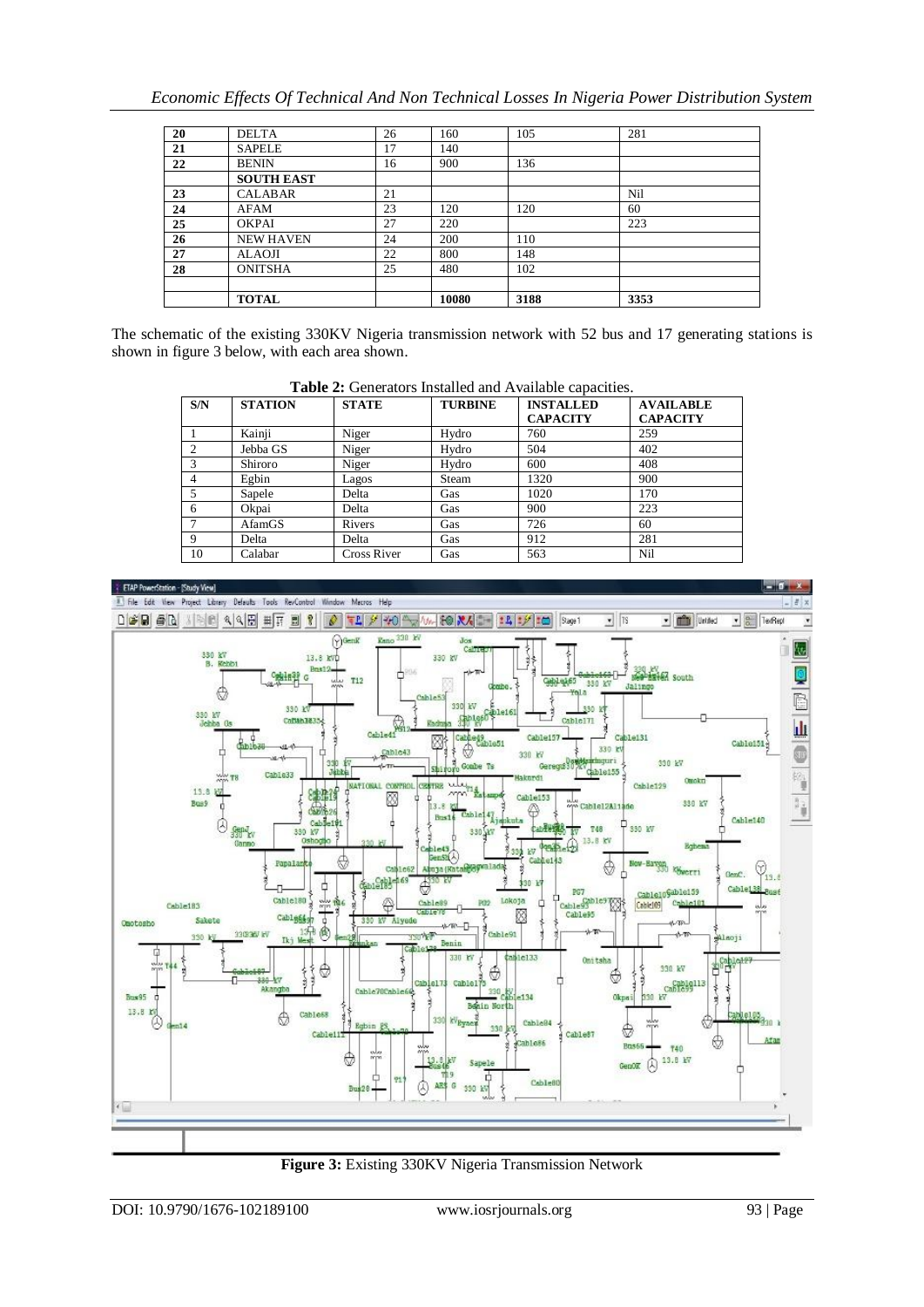| | | | | | |
|---|---|---|---|---|---|
| **20** | DELTA | 26 | 160 | 105 | 281 |
| **21** | SAPELE | 17 | 140 | | |
| **22** | BENIN | 16 | 900 | 136 | |
| | **SOUTH EAST** | | | | |
| **23** | CALABAR | 21 | | | Nil |
| **24** | AFAM | 23 | 120 | 120 | 60 |
| **25** | OKPAI | 27 | 220 | | 223 |
| **26** | NEW HAVEN | 24 | 200 | 110 | |
| **27** | ALAOJI | 22 | 800 | 148 | |
| **28** | ONITSHA | 25 | 480 | 102 | |
| | | | | | |
| | **TOTAL** | | **10080** | **3188** | **3353** |

The schematic of the existing 330KV Nigeria transmission network with 52 bus and 17 generating stations is shown in figure 3 below, with each area shown.

**Table 2:** Generators Installed and Available capacities.

| S/N | STATION | STATE | TURBINE | INSTALLED CAPACITY | AVAILABLE CAPACITY |
|---|---|---|---|---|---|
| 1 | Kainji | Niger | Hydro | 760 | 259 |
| 2 | Jebba GS | Niger | Hydro | 504 | 402 |
| 3 | Shiroro | Niger | Hydro | 600 | 408 |
| 4 | Egbin | Lagos | Steam | 1320 | 900 |
| 5 | Sapele | Delta | Gas | 1020 | 170 |
| 6 | Okpai | Delta | Gas | 900 | 223 |
| 7 | AfamGS | Rivers | Gas | 726 | 60 |
| 9 | Delta | Delta | Gas | 912 | 281 |
| 10 | Calabar | Cross River | Gas | 563 | Nil |

**Figure 3:** Existing 330KV Nigeria Transmission Network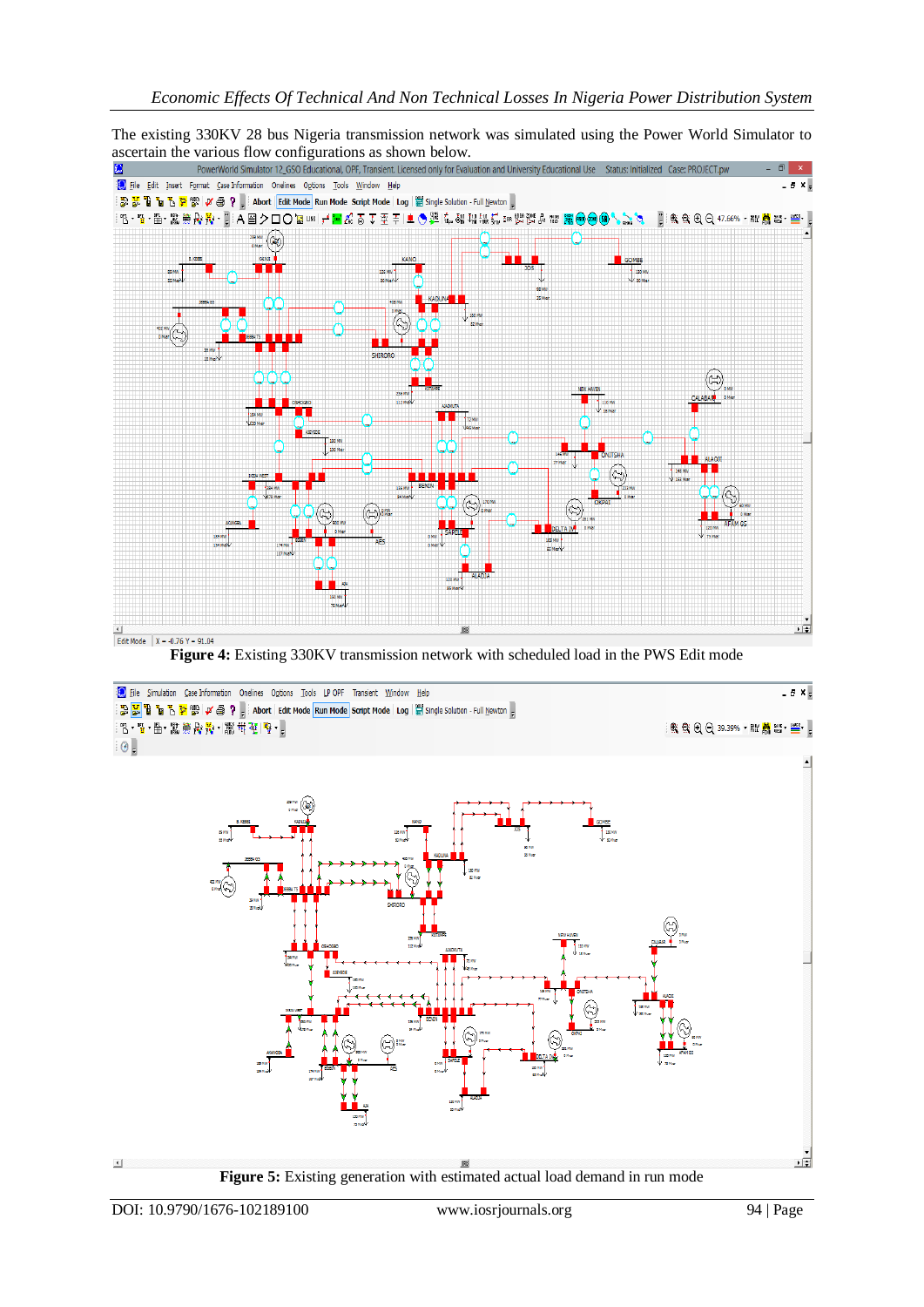The existing 330KV 28 bus Nigeria transmission network was simulated using the Power World Simulator to ascertain the various flow configurations as shown below.

**Figure 4:** Existing 330KV transmission network with scheduled load in the PWS Edit mode

**Figure 5:** Existing generation with estimated actual load demand in run mode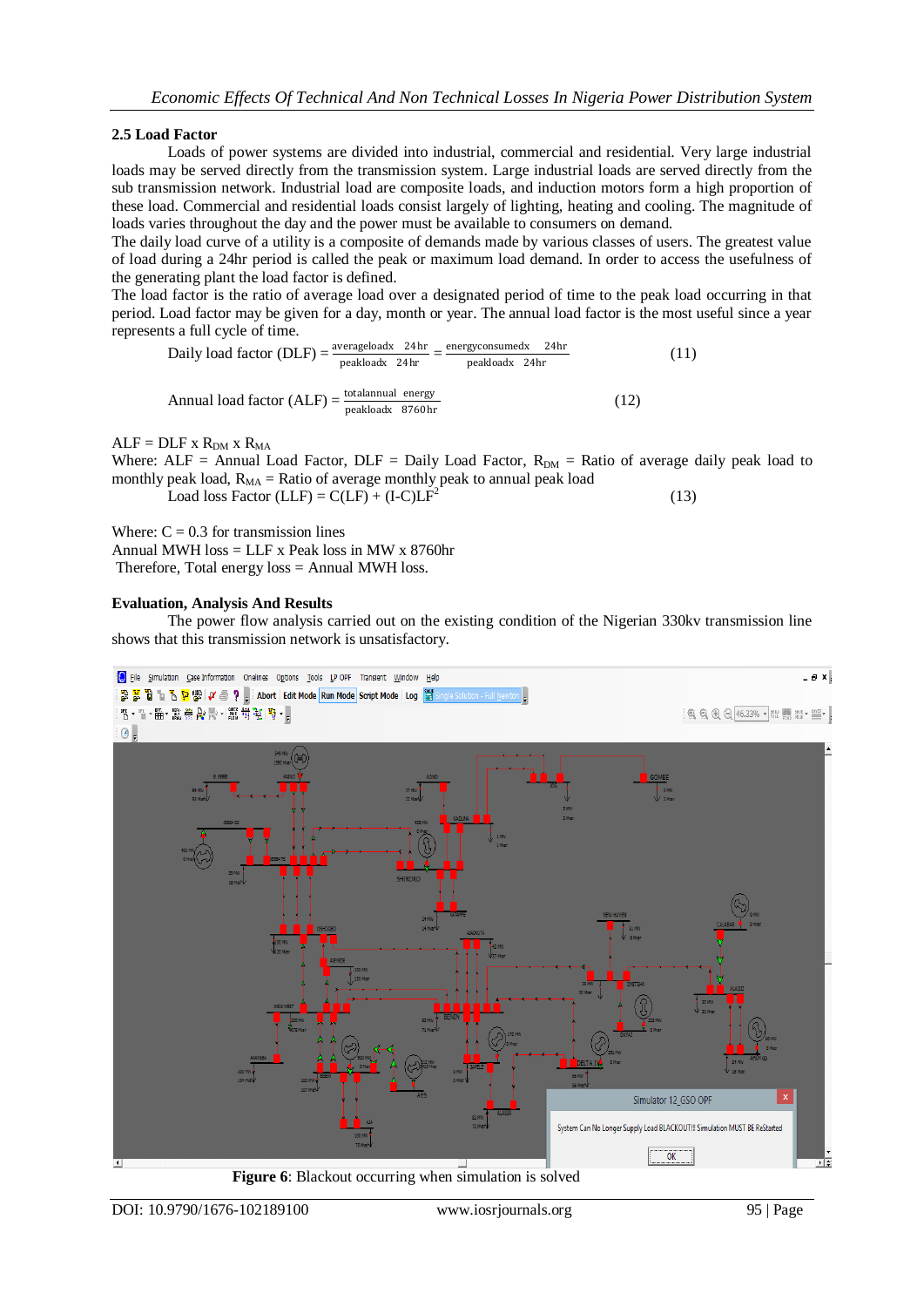### 2.5 Load Factor

Loads of power systems are divided into industrial, commercial and residential. Very large industrial loads may be served directly from the transmission system. Large industrial loads are served directly from the sub transmission network. Industrial load are composite loads, and induction motors form a high proportion of these load. Commercial and residential loads consist largely of lighting, heating and cooling. The magnitude of loads varies throughout the day and the power must be available to consumers on demand.

The daily load curve of a utility is a composite of demands made by various classes of users. The greatest value of load during a 24hr period is called the peak or maximum load demand. In order to access the usefulness of the generating plant the load factor is defined.

The load factor is the ratio of average load over a designated period of time to the peak load occurring in that period. Load factor may be given for a day, month or year. The annual load factor is the most useful since a year represents a full cycle of time.

$$\text{Daily load factor (DLF)} = \frac{\text{averageload} \times 24\text{hr}}{\text{peakload} \times 24\text{hr}} = \frac{\text{energyconsumed} \times 24\text{hr}}{\text{peakload} \times 24\text{hr}} \quad (11)$$

$$\text{Annual load factor (ALF)} = \frac{\text{totalannual energy}}{\text{peakload} \times 8760\text{hr}} \quad (12)$$

$ALF = DLF \times R_{DM} \times R_{MA}$

Where: ALF = Annual Load Factor, DLF = Daily Load Factor, $R_{DM}$ = Ratio of average daily peak load to monthly peak load, $R_{MA}$ = Ratio of average monthly peak to annual peak load

$$\text{Load loss Factor (LLF)} = C(LF) + (I\text{-}C)LF^2 \quad (13)$$

Where: C = 0.3 for transmission lines

Annual MWH loss = LLF x Peak loss in MW x 8760hr

Therefore, Total energy loss = Annual MWH loss.

### Evaluation, Analysis And Results

The power flow analysis carried out on the existing condition of the Nigerian 330kv transmission line shows that this transmission network is unsatisfactory.

**Figure 6**: Blackout occurring when simulation is solved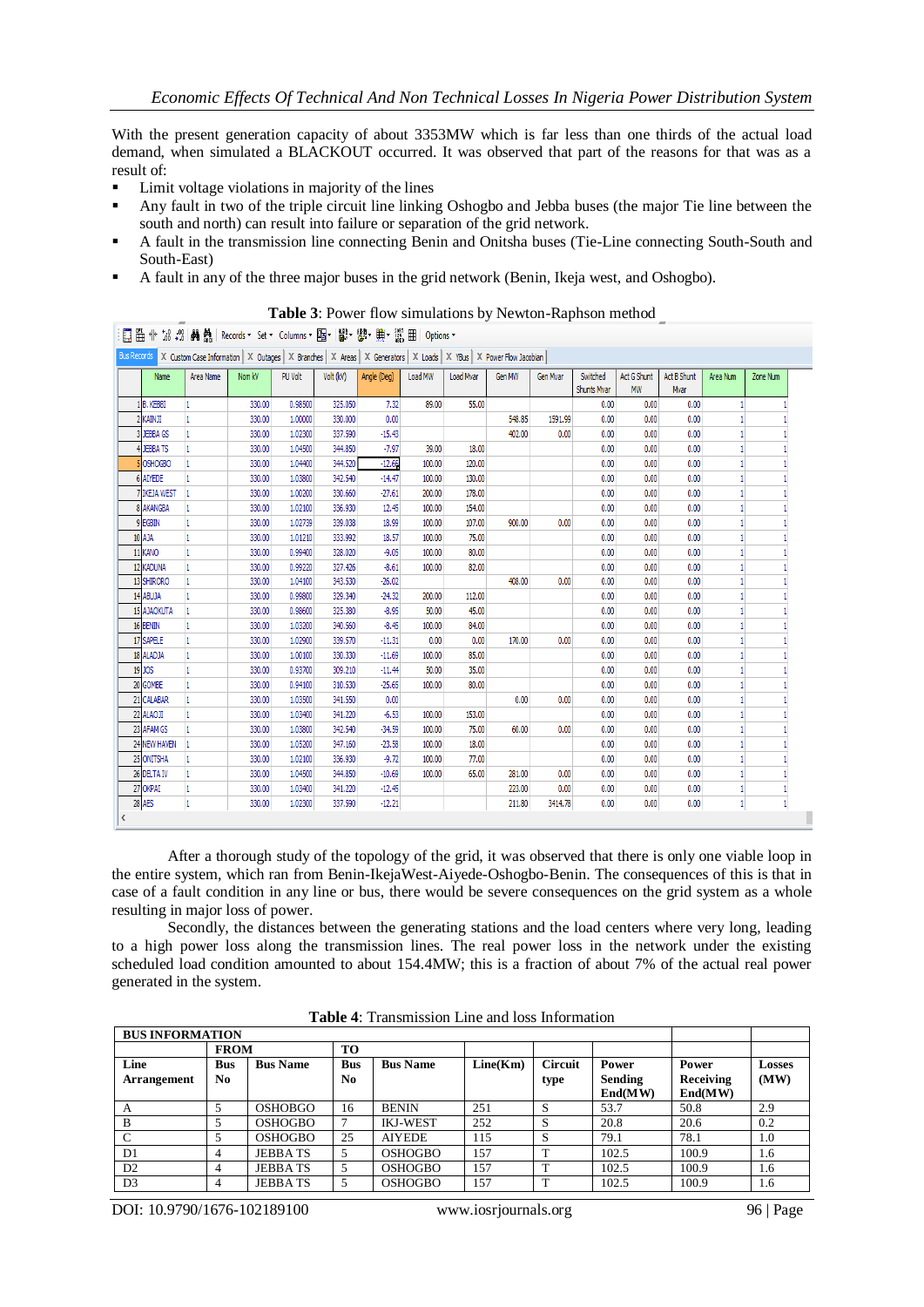With the present generation capacity of about 3353MW which is far less than one thirds of the actual load demand, when simulated a BLACKOUT occurred. It was observed that part of the reasons for that was as a result of:

- Limit voltage violations in majority of the lines
- Any fault in two of the triple circuit line linking Oshogbo and Jebba buses (the major Tie line between the south and north) can result into failure or separation of the grid network.
- A fault in the transmission line connecting Benin and Onitsha buses (Tie-Line connecting South-South and South-East)
- A fault in any of the three major buses in the grid network (Benin, Ikeja west, and Oshogbo).

**Table 3**: Power flow simulations by Newton-Raphson method

| | Name | Area Name | Nom kV | PU Volt | Volt (kV) | Angle (Deg) | Load MW | Load Mvar | Gen MW | Gen Mvar | Switched Shunts Mvar | Act G Shunt MW | Act B Shunt Mvar | Area Num | Zone Num |
|---|---|---|---|---|---|---|---|---|---|---|---|---|---|---|---|
| 1 | B. KEBBI | 1 | 330.00 | 0.98500 | 325.050 | 7.32 | 89.00 | 55.00 | | | 0.00 | 0.00 | 0.00 | 1 | 1 |
| 2 | KAINJI | 1 | 330.00 | 1.00000 | 330.000 | 0.00 | | | 548.85 | 1591.99 | 0.00 | 0.00 | 0.00 | 1 | 1 |
| 3 | JEBBA GS | 1 | 330.00 | 1.02300 | 337.590 | -15.43 | | | 402.00 | 0.00 | 0.00 | 0.00 | 0.00 | 1 | 1 |
| 4 | JEBBA TS | 1 | 330.00 | 1.04500 | 344.850 | -7.97 | 39.00 | 18.00 | | | 0.00 | 0.00 | 0.00 | 1 | 1 |
| 5 | OSHOGBO | 1 | 330.00 | 1.04400 | 344.520 | -12.66 | 100.00 | 120.00 | | | 0.00 | 0.00 | 0.00 | 1 | 1 |
| 6 | AIYEDE | 1 | 330.00 | 1.03800 | 342.540 | -14.47 | 100.00 | 130.00 | | | 0.00 | 0.00 | 0.00 | 1 | 1 |
| 7 | IKEJA WEST | 1 | 330.00 | 1.00200 | 330.660 | -27.61 | 200.00 | 178.00 | | | 0.00 | 0.00 | 0.00 | 1 | 1 |
| 8 | AKANGBA | 1 | 330.00 | 1.02100 | 336.930 | 12.45 | 100.00 | 154.00 | | | 0.00 | 0.00 | 0.00 | 1 | 1 |
| 9 | EGBIN | 1 | 330.00 | 1.02739 | 339.038 | 18.99 | 100.00 | 107.00 | 900.00 | 0.00 | 0.00 | 0.00 | 0.00 | 1 | 1 |
| 10 | AJA | 1 | 330.00 | 1.01210 | 333.992 | 18.57 | 100.00 | 75.00 | | | 0.00 | 0.00 | 0.00 | 1 | 1 |
| 11 | KANO | 1 | 330.00 | 0.99400 | 328.020 | -9.05 | 100.00 | 80.00 | | | 0.00 | 0.00 | 0.00 | 1 | 1 |
| 12 | KADUNA | 1 | 330.00 | 0.99220 | 327.426 | -8.61 | 100.00 | 82.00 | | | 0.00 | 0.00 | 0.00 | 1 | 1 |
| 13 | SHIRORO | 1 | 330.00 | 1.04100 | 343.530 | -26.02 | | | 408.00 | 0.00 | 0.00 | 0.00 | 0.00 | 1 | 1 |
| 14 | ABUJA | 1 | 330.00 | 0.99800 | 329.340 | -24.32 | 200.00 | 112.00 | | | 0.00 | 0.00 | 0.00 | 1 | 1 |
| 15 | AJAOKUTA | 1 | 330.00 | 0.98600 | 325.380 | -8.95 | 50.00 | 45.00 | | | 0.00 | 0.00 | 0.00 | 1 | 1 |
| 16 | BENIN | 1 | 330.00 | 1.03200 | 340.560 | -8.45 | 100.00 | 84.00 | | | 0.00 | 0.00 | 0.00 | 1 | 1 |
| 17 | SAPELE | 1 | 330.00 | 1.02900 | 339.570 | -11.31 | 0.00 | 0.00 | 170.00 | 0.00 | 0.00 | 0.00 | 0.00 | 1 | 1 |
| 18 | ALADJA | 1 | 330.00 | 1.00100 | 330.330 | -11.69 | 100.00 | 85.00 | | | 0.00 | 0.00 | 0.00 | 1 | 1 |
| 19 | JOS | 1 | 330.00 | 0.93700 | 309.210 | -11.44 | 50.00 | 35.00 | | | 0.00 | 0.00 | 0.00 | 1 | 1 |
| 20 | GOMBE | 1 | 330.00 | 0.94100 | 310.530 | -25.65 | 100.00 | 80.00 | | | 0.00 | 0.00 | 0.00 | 1 | 1 |
| 21 | CALABAR | 1 | 330.00 | 1.03500 | 341.550 | 0.00 | | | 0.00 | 0.00 | 0.00 | 0.00 | 0.00 | 1 | 1 |
| 22 | ALAOJI | 1 | 330.00 | 1.03400 | 341.220 | -6.53 | 100.00 | 153.00 | | | 0.00 | 0.00 | 0.00 | 1 | 1 |
| 23 | AFAM GS | 1 | 330.00 | 1.03800 | 342.540 | -34.59 | 100.00 | 75.00 | 60.00 | 0.00 | 0.00 | 0.00 | 0.00 | 1 | 1 |
| 24 | NEW HAVEN | 1 | 330.00 | 1.05200 | 347.160 | -23.58 | 100.00 | 18.00 | | | 0.00 | 0.00 | 0.00 | 1 | 1 |
| 25 | ONITSHA | 1 | 330.00 | 1.02100 | 336.930 | -9.72 | 100.00 | 77.00 | | | 0.00 | 0.00 | 0.00 | 1 | 1 |
| 26 | DELTA IV | 1 | 330.00 | 1.04500 | 344.850 | -10.69 | 100.00 | 65.00 | 281.00 | 0.00 | 0.00 | 0.00 | 0.00 | 1 | 1 |
| 27 | OKPAI | 1 | 330.00 | 1.03400 | 341.220 | -12.45 | | | 223.00 | 0.00 | 0.00 | 0.00 | 0.00 | 1 | 1 |
| 28 | AES | 1 | 330.00 | 1.02300 | 337.590 | -12.21 | | | 211.80 | 3414.78 | 0.00 | 0.00 | 0.00 | 1 | 1 |

After a thorough study of the topology of the grid, it was observed that there is only one viable loop in the entire system, which ran from Benin-IkejaWest-Aiyede-Oshogbo-Benin. The consequences of this is that in case of a fault condition in any line or bus, there would be severe consequences on the grid system as a whole resulting in major loss of power.

Secondly, the distances between the generating stations and the load centers where very long, leading to a high power loss along the transmission lines. The real power loss in the network under the existing scheduled load condition amounted to about 154.4MW; this is a fraction of about 7% of the actual real power generated in the system.

**Table 4**: Transmission Line and loss Information

| BUS INFORMATION | | | | | | | | | |
|---|---|---|---|---|---|---|---|---|---|
| | FROM | | TO | | | | | | |
| Line Arrangement | Bus No | Bus Name | Bus No | Bus Name | Line(Km) | Circuit type | Power Sending End(MW) | Power Receiving End(MW) | Losses (MW) |
| A | 5 | OSHOBGO | 16 | BENIN | 251 | S | 53.7 | 50.8 | 2.9 |
| B | 5 | OSHOGBO | 7 | IKJ-WEST | 252 | S | 20.8 | 20.6 | 0.2 |
| C | 5 | OSHOGBO | 25 | AIYEDE | 115 | S | 79.1 | 78.1 | 1.0 |
| D1 | 4 | JEBBA TS | 5 | OSHOGBO | 157 | T | 102.5 | 100.9 | 1.6 |
| D2 | 4 | JEBBA TS | 5 | OSHOGBO | 157 | T | 102.5 | 100.9 | 1.6 |
| D3 | 4 | JEBBA TS | 5 | OSHOGBO | 157 | T | 102.5 | 100.9 | 1.6 |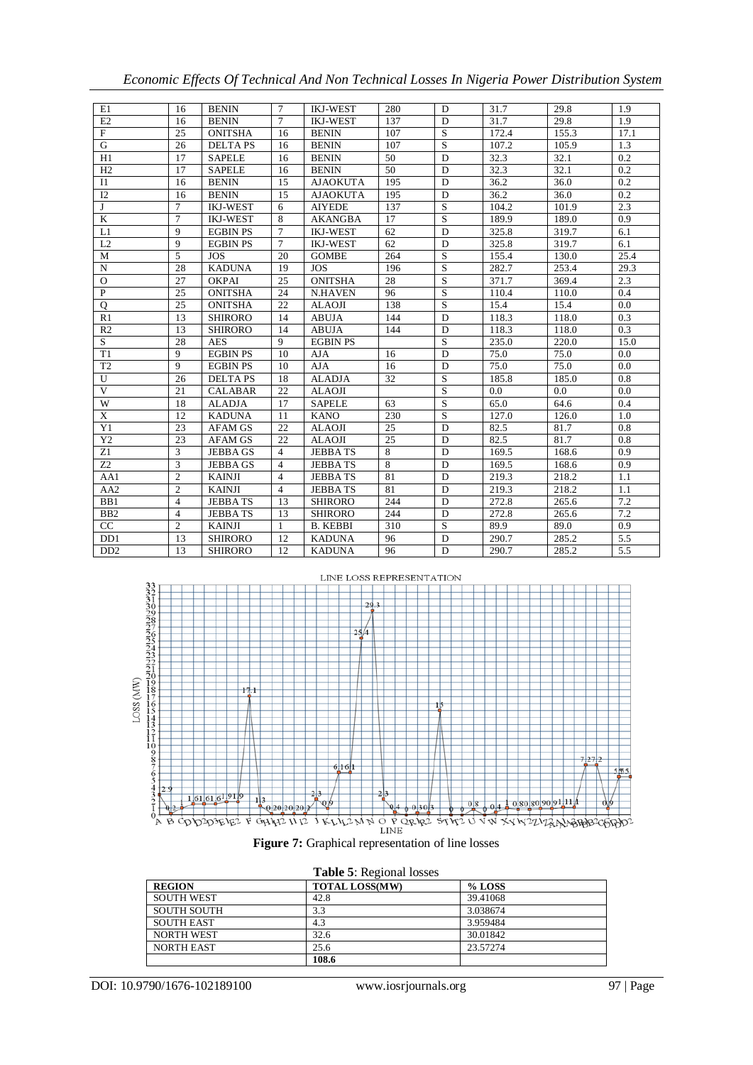| E1 | 16 | BENIN | 7 | IKJ-WEST | 280 | D | 31.7 | 29.8 | 1.9 |
|---|---|---|---|---|---|---|---|---|---|
| E2 | 16 | BENIN | 7 | IKJ-WEST | 137 | D | 31.7 | 29.8 | 1.9 |
| F | 25 | ONITSHA | 16 | BENIN | 107 | S | 172.4 | 155.3 | 17.1 |
| G | 26 | DELTA PS | 16 | BENIN | 107 | S | 107.2 | 105.9 | 1.3 |
| H1 | 17 | SAPELE | 16 | BENIN | 50 | D | 32.3 | 32.1 | 0.2 |
| H2 | 17 | SAPELE | 16 | BENIN | 50 | D | 32.3 | 32.1 | 0.2 |
| I1 | 16 | BENIN | 15 | AJAOKUTA | 195 | D | 36.2 | 36.0 | 0.2 |
| I2 | 16 | BENIN | 15 | AJAOKUTA | 195 | D | 36.2 | 36.0 | 0.2 |
| J | 7 | IKJ-WEST | 6 | AIYEDE | 137 | S | 104.2 | 101.9 | 2.3 |
| K | 7 | IKJ-WEST | 8 | AKANGBA | 17 | S | 189.9 | 189.0 | 0.9 |
| L1 | 9 | EGBIN PS | 7 | IKJ-WEST | 62 | D | 325.8 | 319.7 | 6.1 |
| L2 | 9 | EGBIN PS | 7 | IKJ-WEST | 62 | D | 325.8 | 319.7 | 6.1 |
| M | 5 | JOS | 20 | GOMBE | 264 | S | 155.4 | 130.0 | 25.4 |
| N | 28 | KADUNA | 19 | JOS | 196 | S | 282.7 | 253.4 | 29.3 |
| O | 27 | OKPAI | 25 | ONITSHA | 28 | S | 371.7 | 369.4 | 2.3 |
| P | 25 | ONITSHA | 24 | N.HAVEN | 96 | S | 110.4 | 110.0 | 0.4 |
| Q | 25 | ONITSHA | 22 | ALAOJI | 138 | S | 15.4 | 15.4 | 0.0 |
| R1 | 13 | SHIRORO | 14 | ABUJA | 144 | D | 118.3 | 118.0 | 0.3 |
| R2 | 13 | SHIRORO | 14 | ABUJA | 144 | D | 118.3 | 118.0 | 0.3 |
| S | 28 | AES | 9 | EGBIN PS | | S | 235.0 | 220.0 | 15.0 |
| T1 | 9 | EGBIN PS | 10 | AJA | 16 | D | 75.0 | 75.0 | 0.0 |
| T2 | 9 | EGBIN PS | 10 | AJA | 16 | D | 75.0 | 75.0 | 0.0 |
| U | 26 | DELTA PS | 18 | ALADJA | 32 | S | 185.8 | 185.0 | 0.8 |
| V | 21 | CALABAR | 22 | ALAOJI | | S | 0.0 | 0.0 | 0.0 |
| W | 18 | ALADJA | 17 | SAPELE | 63 | S | 65.0 | 64.6 | 0.4 |
| X | 12 | KADUNA | 11 | KANO | 230 | S | 127.0 | 126.0 | 1.0 |
| Y1 | 23 | AFAM GS | 22 | ALAOJI | 25 | D | 82.5 | 81.7 | 0.8 |
| Y2 | 23 | AFAM GS | 22 | ALAOJI | 25 | D | 82.5 | 81.7 | 0.8 |
| Z1 | 3 | JEBBA GS | 4 | JEBBA TS | 8 | D | 169.5 | 168.6 | 0.9 |
| Z2 | 3 | JEBBA GS | 4 | JEBBA TS | 8 | D | 169.5 | 168.6 | 0.9 |
| AA1 | 2 | KAINJI | 4 | JEBBA TS | 81 | D | 219.3 | 218.2 | 1.1 |
| AA2 | 2 | KAINJI | 4 | JEBBA TS | 81 | D | 219.3 | 218.2 | 1.1 |
| BB1 | 4 | JEBBA TS | 13 | SHIRORO | 244 | D | 272.8 | 265.6 | 7.2 |
| BB2 | 4 | JEBBA TS | 13 | SHIRORO | 244 | D | 272.8 | 265.6 | 7.2 |
| CC | 2 | KAINJI | 1 | B. KEBBI | 310 | S | 89.9 | 89.0 | 0.9 |
| DD1 | 13 | SHIRORO | 12 | KADUNA | 96 | D | 290.7 | 285.2 | 5.5 |
| DD2 | 13 | SHIRORO | 12 | KADUNA | 96 | D | 290.7 | 285.2 | 5.5 |

**Figure 7:** Graphical representation of line losses

**Table 5**: Regional losses

| REGION | TOTAL LOSS(MW) | % LOSS |
|---|---|---|
| SOUTH WEST | 42.8 | 39.41068 |
| SOUTH SOUTH | 3.3 | 3.038674 |
| SOUTH EAST | 4.3 | 3.959484 |
| NORTH WEST | 32.6 | 30.01842 |
| NORTH EAST | 25.6 | 23.57274 |
| | **108.6** | |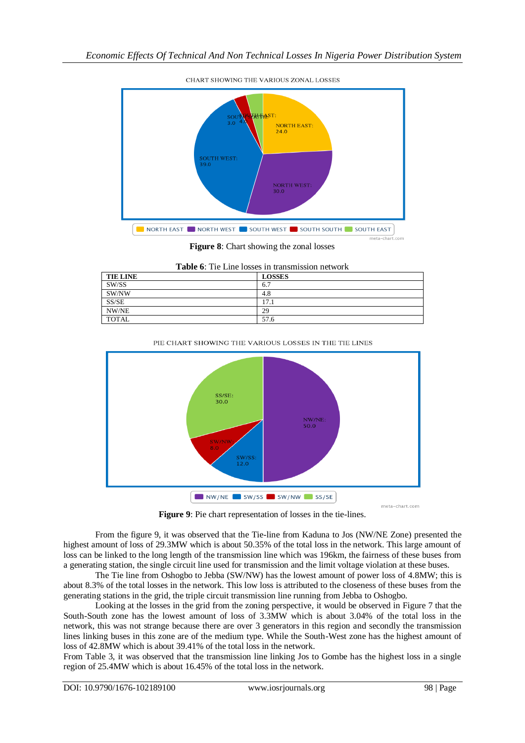CHART SHOWING THE VARIOUS ZONAL LOSSES

**Figure 8**: Chart showing the zonal losses

**Table 6**: Tie Line losses in transmission network

| TIE LINE | LOSSES |
|---|---|
| SW/SS | 6.7 |
| SW/NW | 4.8 |
| SS/SE | 17.1 |
| NW/NE | 29 |
| TOTAL | 57.6 |

PIE CHART SHOWING THE VARIOUS LOSSES IN THE TIE LINES

**Figure 9**: Pie chart representation of losses in the tie-lines.

From the figure 9, it was observed that the Tie-line from Kaduna to Jos (NW/NE Zone) presented the highest amount of loss of 29.3MW which is about 50.35% of the total loss in the network. This large amount of loss can be linked to the long length of the transmission line which was 196km, the fairness of these buses from a generating station, the single circuit line used for transmission and the limit voltage violation at these buses.

The Tie line from Oshogbo to Jebba (SW/NW) has the lowest amount of power loss of 4.8MW; this is about 8.3% of the total losses in the network. This low loss is attributed to the closeness of these buses from the generating stations in the grid, the triple circuit transmission line running from Jebba to Oshogbo.

Looking at the losses in the grid from the zoning perspective, it would be observed in Figure 7 that the South-South zone has the lowest amount of loss of 3.3MW which is about 3.04% of the total loss in the network, this was not strange because there are over 3 generators in this region and secondly the transmission lines linking buses in this zone are of the medium type. While the South-West zone has the highest amount of loss of 42.8MW which is about 39.41% of the total loss in the network.

From Table 3, it was observed that the transmission line linking Jos to Gombe has the highest loss in a single region of 25.4MW which is about 16.45% of the total loss in the network.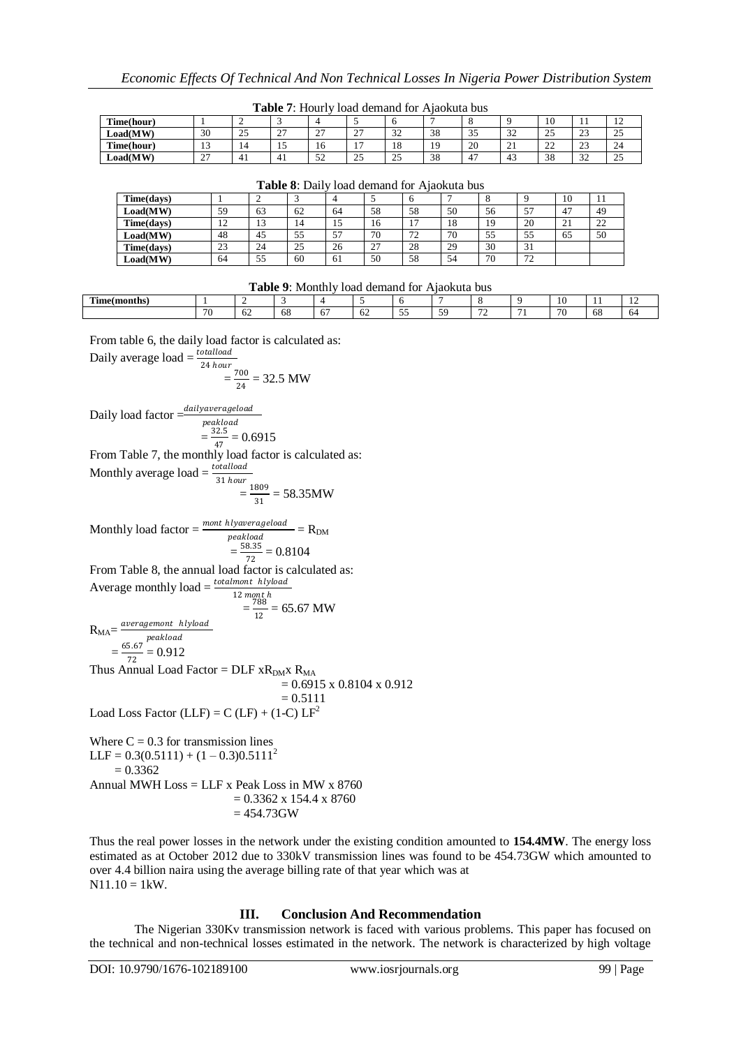**Table 7**: Hourly load demand for Ajaokuta bus

| Time(hour) | 1 | 2 | 3 | 4 | 5 | 6 | 7 | 8 | 9 | 10 | 11 | 12 |
|---|---|---|---|---|---|---|---|---|---|---|---|---|
| Load(MW) | 30 | 25 | 27 | 27 | 27 | 32 | 38 | 35 | 32 | 25 | 23 | 25 |
| Time(hour) | 13 | 14 | 15 | 16 | 17 | 18 | 19 | 20 | 21 | 22 | 23 | 24 |
| Load(MW) | 27 | 41 | 41 | 52 | 25 | 25 | 38 | 47 | 43 | 38 | 32 | 25 |

**Table 8**: Daily load demand for Ajaokuta bus

| Time(days) | 1 | 2 | 3 | 4 | 5 | 6 | 7 | 8 | 9 | 10 | 11 |
|---|---|---|---|---|---|---|---|---|---|---|---|
| Load(MW) | 59 | 63 | 62 | 64 | 58 | 58 | 50 | 56 | 57 | 47 | 49 |
| Time(days) | 12 | 13 | 14 | 15 | 16 | 17 | 18 | 19 | 20 | 21 | 22 |
| Load(MW) | 48 | 45 | 55 | 57 | 70 | 72 | 70 | 55 | 55 | 65 | 50 |
| Time(days) | 23 | 24 | 25 | 26 | 27 | 28 | 29 | 30 | 31 | | |
| Load(MW) | 64 | 55 | 60 | 61 | 50 | 58 | 54 | 70 | 72 | | |

**Table 9**: Monthly load demand for Ajaokuta bus

| Time(months) | 1 | 2 | 3 | 4 | 5 | 6 | 7 | 8 | 9 | 10 | 11 | 12 |
|---|---|---|---|---|---|---|---|---|---|---|---|---|
| | 70 | 62 | 68 | 67 | 62 | 55 | 59 | 72 | 71 | 70 | 68 | 64 |

From table 6, the daily load factor is calculated as:

Daily average load $= \frac{total load}{24\ hour}$

$$= \frac{700}{24} = 32.5 \text{ MW}$$

Daily load factor $= \frac{daily average load}{peak load}$

$$= \frac{32.5}{47} = 0.6915$$

From Table 7, the monthly load factor is calculated as:

Monthly average load $= \frac{total load}{31\ hour}$

$$= \frac{1809}{31} = 58.35\text{MW}$$

Monthly load factor $= \frac{monthly average load}{peak load} = R_{DM}$

$$= \frac{58.35}{72} = 0.8104$$

From Table 8, the annual load factor is calculated as:

Average monthly load $= \frac{total monthly load}{12\ month}$

$$= \frac{788}{12} = 65.67 \text{ MW}$$

$R_{MA} = \frac{average monthly load}{peak load}$

$$= \frac{65.67}{72} = 0.912$$

Thus Annual Load Factor = DLF x$R_{DM}$x $R_{MA}$

$$= 0.6915 \times 0.8104 \times 0.912$$

$$= 0.5111$$

Load Loss Factor (LLF) = C (LF) + (1-C) $LF^2$

Where C = 0.3 for transmission lines

$$LLF = 0.3(0.5111) + (1 - 0.3)0.5111^2$$

$$= 0.3362$$

Annual MWH Loss = LLF x Peak Loss in MW x 8760

$$= 0.3362 \times 154.4 \times 8760$$

$$= 454.73\text{GW}$$

Thus the real power losses in the network under the existing condition amounted to **154.4MW**. The energy loss estimated as at October 2012 due to 330kV transmission lines was found to be 454.73GW which amounted to over 4.4 billion naira using the average billing rate of that year which was at N11.10 = 1kW.

## III. Conclusion And Recommendation

The Nigerian 330Kv transmission network is faced with various problems. This paper has focused on the technical and non-technical losses estimated in the network. The network is characterized by high voltage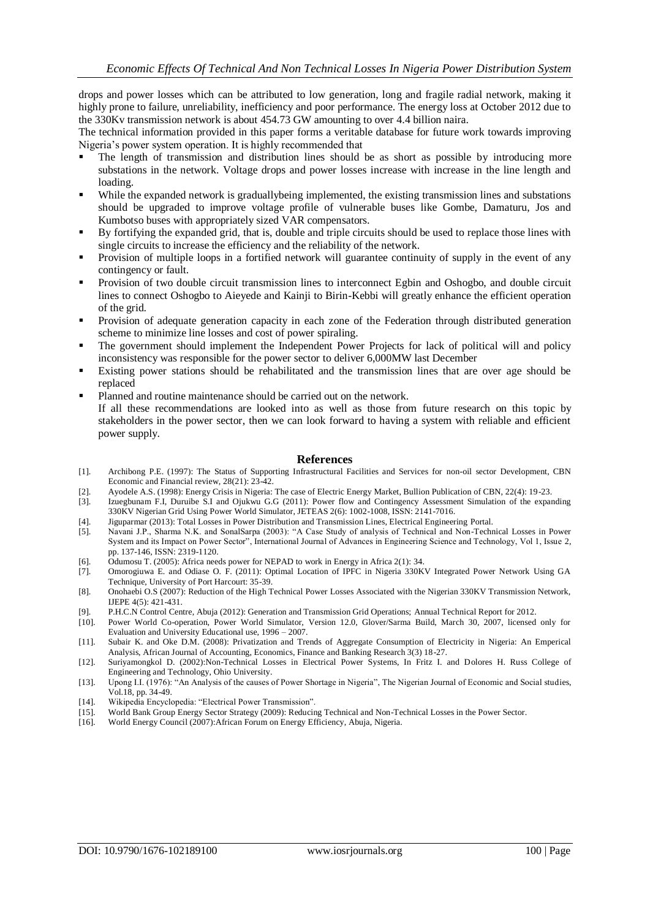drops and power losses which can be attributed to low generation, long and fragile radial network, making it highly prone to failure, unreliability, inefficiency and poor performance. The energy loss at October 2012 due to the 330Kv transmission network is about 454.73 GW amounting to over 4.4 billion naira.

The technical information provided in this paper forms a veritable database for future work towards improving Nigeria's power system operation. It is highly recommended that

- The length of transmission and distribution lines should be as short as possible by introducing more substations in the network. Voltage drops and power losses increase with increase in the line length and loading.
- While the expanded network is graduallybeing implemented, the existing transmission lines and substations should be upgraded to improve voltage profile of vulnerable buses like Gombe, Damaturu, Jos and Kumbotso buses with appropriately sized VAR compensators.
- By fortifying the expanded grid, that is, double and triple circuits should be used to replace those lines with single circuits to increase the efficiency and the reliability of the network.
- Provision of multiple loops in a fortified network will guarantee continuity of supply in the event of any contingency or fault.
- Provision of two double circuit transmission lines to interconnect Egbin and Oshogbo, and double circuit lines to connect Oshogbo to Aieyede and Kainji to Birin-Kebbi will greatly enhance the efficient operation of the grid.
- Provision of adequate generation capacity in each zone of the Federation through distributed generation scheme to minimize line losses and cost of power spiraling.
- The government should implement the Independent Power Projects for lack of political will and policy inconsistency was responsible for the power sector to deliver 6,000MW last December
- Existing power stations should be rehabilitated and the transmission lines that are over age should be replaced
- Planned and routine maintenance should be carried out on the network.

  If all these recommendations are looked into as well as those from future research on this topic by stakeholders in the power sector, then we can look forward to having a system with reliable and efficient power supply.

## References

[1]. Archibong P.E. (1997): The Status of Supporting Infrastructural Facilities and Services for non-oil sector Development, CBN Economic and Financial review, 28(21): 23-42.

[2]. Ayodele A.S. (1998): Energy Crisis in Nigeria: The case of Electric Energy Market, Bullion Publication of CBN, 22(4): 19-23.

[3]. Izuegbunam F.I, Duruibe S.I and Ojukwu G.G (2011): Power flow and Contingency Assessment Simulation of the expanding 330KV Nigerian Grid Using Power World Simulator, JETEAS 2(6): 1002-1008, ISSN: 2141-7016.

[4]. Jiguparmar (2013): Total Losses in Power Distribution and Transmission Lines, Electrical Engineering Portal.

[5]. Navani J.P., Sharma N.K. and SonalSarpa (2003): "A Case Study of analysis of Technical and Non-Technical Losses in Power System and its Impact on Power Sector", International Journal of Advances in Engineering Science and Technology, Vol 1, Issue 2, pp. 137-146, ISSN: 2319-1120.

[6]. Odumosu T. (2005): Africa needs power for NEPAD to work in Energy in Africa 2(1): 34.

[7]. Omorogiuwa E. and Odiase O. F. (2011): Optimal Location of IPFC in Nigeria 330KV Integrated Power Network Using GA Technique, University of Port Harcourt: 35-39.

[8]. Onohaebi O.S (2007): Reduction of the High Technical Power Losses Associated with the Nigerian 330KV Transmission Network, IJEPE 4(5): 421-431.

[9]. P.H.C.N Control Centre, Abuja (2012): Generation and Transmission Grid Operations; Annual Technical Report for 2012.

[10]. Power World Co-operation, Power World Simulator, Version 12.0, Glover/Sarma Build, March 30, 2007, licensed only for Evaluation and University Educational use, 1996 – 2007.

[11]. Subair K. and Oke D.M. (2008): Privatization and Trends of Aggregate Consumption of Electricity in Nigeria: An Emperical Analysis, African Journal of Accounting, Economics, Finance and Banking Research 3(3) 18-27.

[12]. Suriyamongkol D. (2002):Non-Technical Losses in Electrical Power Systems, In Fritz I. and Dolores H. Russ College of Engineering and Technology, Ohio University.

[13]. Upong I.I. (1976): "An Analysis of the causes of Power Shortage in Nigeria", The Nigerian Journal of Economic and Social studies, Vol.18, pp. 34-49.

[14]. Wikipedia Encyclopedia: "Electrical Power Transmission".

[15]. World Bank Group Energy Sector Strategy (2009): Reducing Technical and Non-Technical Losses in the Power Sector.

[16]. World Energy Council (2007):African Forum on Energy Efficiency, Abuja, Nigeria.